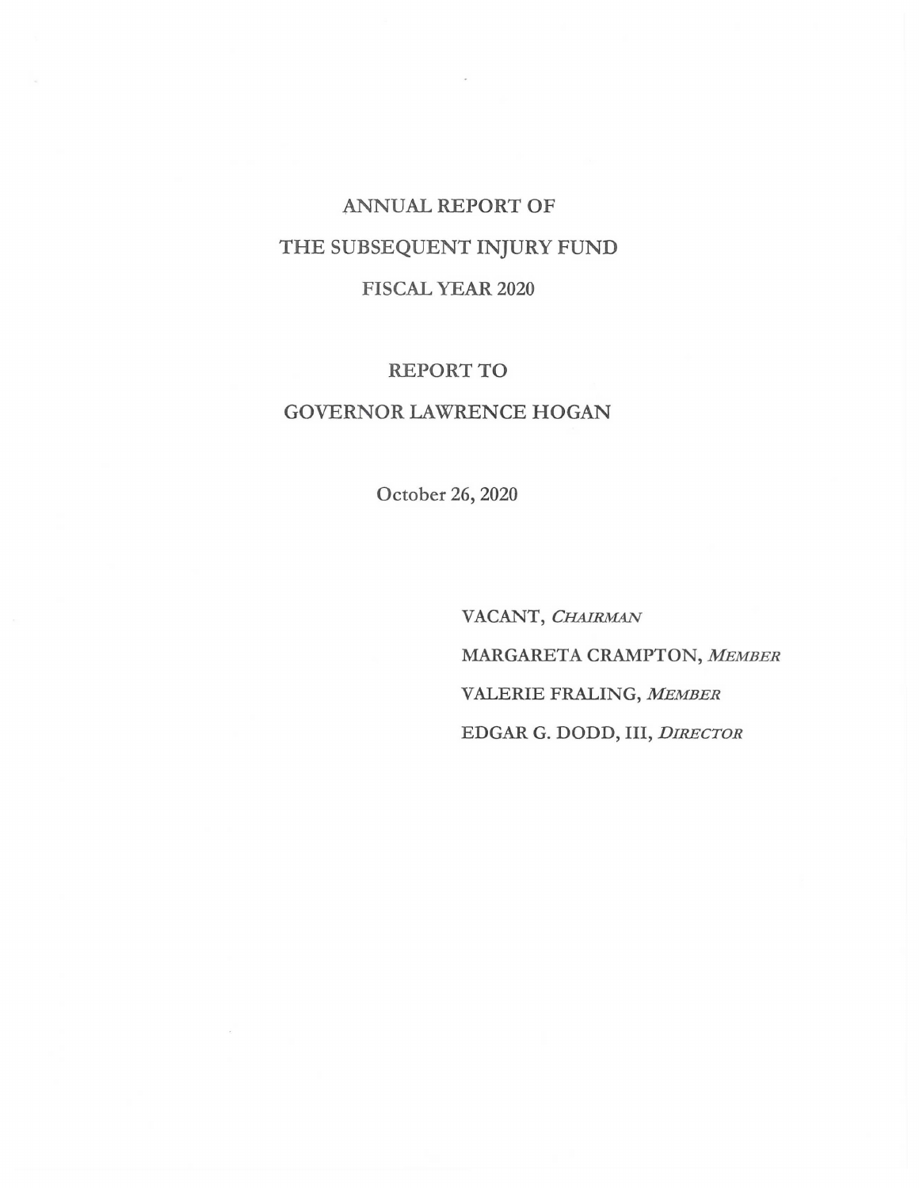# ANNUAL REPORT OF THE SUBSEQUENT INJURY FUND FISCAL YEAR 2020

## REPORT TO GOVERNOR LAWRENCE HOGAN

October 26, 2020

VACANT, *CHAIRMAN*

MARGARETA CRAMPTON, *MEMBER*

VALERIE FRALING, *MEMBER*

EDGAR G. DODD, III, *DIRECTOR*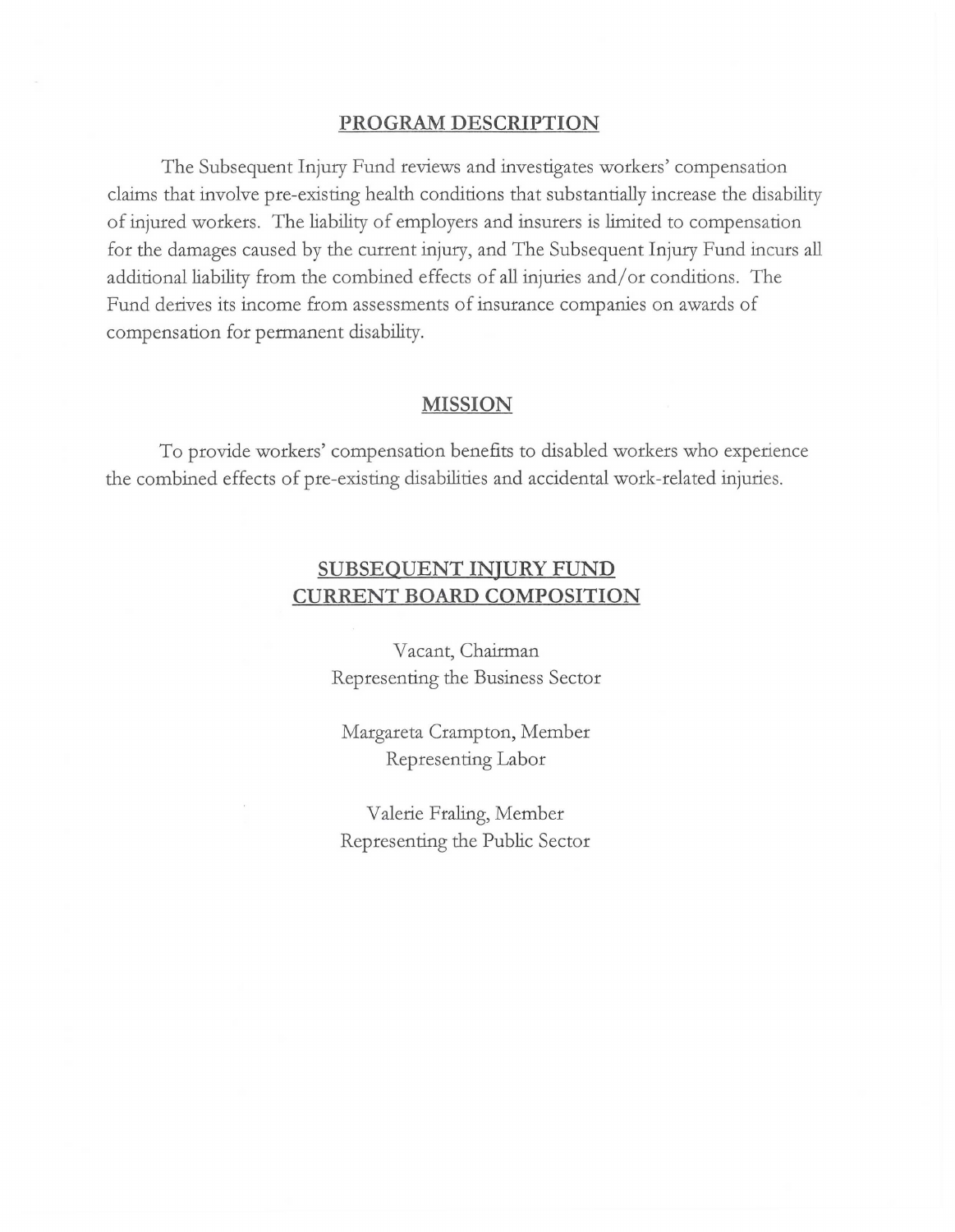## PROGRAM DESCRIPTION

The Subsequent Injury Fund reviews and investigates workers' compensation claims that involve pre-existing health conditions that substantially increase the disability of injured workers. The liability of employers and insurers is limited to compensation for the damages caused by the current injury, and The Subsequent Injury Fund incurs all additional liability from the combined effects of all injuries and/or conditions. The Fund derives its income from assessments of insurance companies on awards of compensation for permanent disability.

## MISSION

To provide workers' compensation benefits to disabled workers who experience the combined effects of pre-existing disabilities and accidental work-related injuries.

## SUBSEQUENT INJURY FUND CURRENT BOARD COMPOSITION

Vacant, Chairman
Representing the Business Sector

Margareta Crampton, Member
Representing Labor

Valerie Fraling, Member
Representing the Public Sector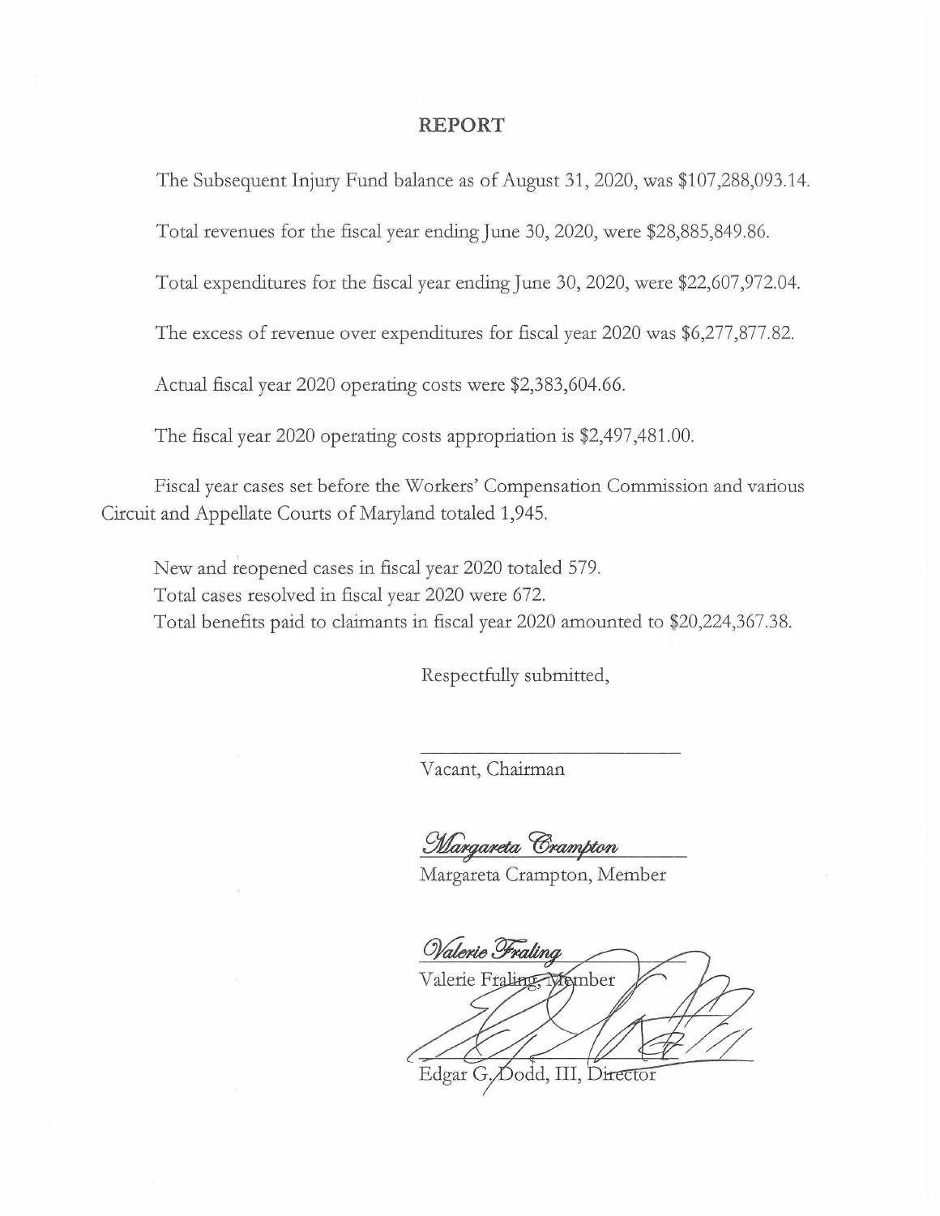# REPORT

The Subsequent Injury Fund balance as of August 31, 2020, was $107,288,093.14.

Total revenues for the fiscal year ending June 30, 2020, were $28,885,849.86.

Total expenditures for the fiscal year ending June 30, 2020, were $22,607,972.04.

The excess of revenue over expenditures for fiscal year 2020 was $6,277,877.82.

Actual fiscal year 2020 operating costs were $2,383,604.66.

The fiscal year 2020 operating costs appropriation is $2,497,481.00.

Fiscal year cases set before the Workers' Compensation Commission and various Circuit and Appellate Courts of Maryland totaled 1,945.

New and reopened cases in fiscal year 2020 totaled 579.
Total cases resolved in fiscal year 2020 were 672.
Total benefits paid to claimants in fiscal year 2020 amounted to $20,224,367.38.

Respectfully submitted,

Vacant, Chairman

*Margareta Crampton*
Margareta Crampton, Member

*Valerie Fraling*
Valerie Fraling, Member

Edgar G. Dodd, III, Director